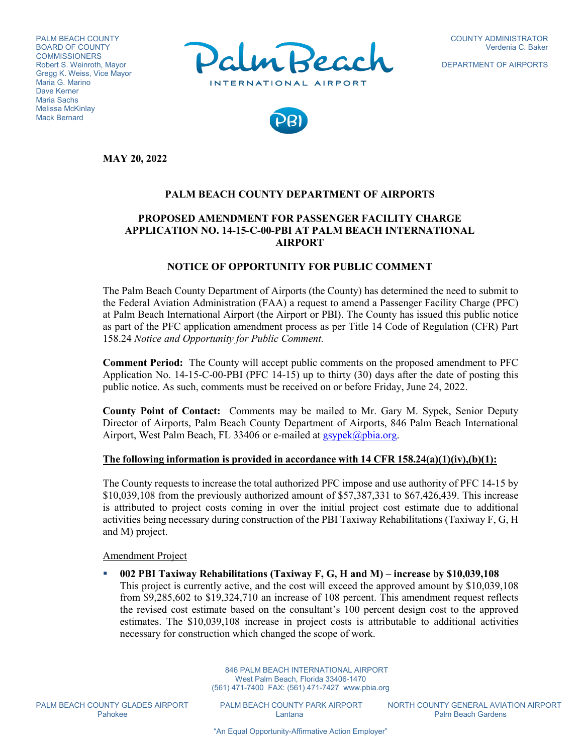PALM BEACH COUNTY
BOARD OF COUNTY COMMISSIONERS
Robert S. Weinroth, Mayor
Gregg K. Weiss, Vice Mayor
Maria G. Marino
Dave Kerner
Maria Sachs
Melissa McKinlay
Mack Bernard

COUNTY ADMINISTRATOR
Verdenia C. Baker

DEPARTMENT OF AIRPORTS

**MAY 20, 2022**

## PALM BEACH COUNTY DEPARTMENT OF AIRPORTS

## PROPOSED AMENDMENT FOR PASSENGER FACILITY CHARGE APPLICATION NO. 14-15-C-00-PBI AT PALM BEACH INTERNATIONAL AIRPORT

## NOTICE OF OPPORTUNITY FOR PUBLIC COMMENT

The Palm Beach County Department of Airports (the County) has determined the need to submit to the Federal Aviation Administration (FAA) a request to amend a Passenger Facility Charge (PFC) at Palm Beach International Airport (the Airport or PBI). The County has issued this public notice as part of the PFC application amendment process as per Title 14 Code of Regulation (CFR) Part 158.24 *Notice and Opportunity for Public Comment.*

**Comment Period:** The County will accept public comments on the proposed amendment to PFC Application No. 14-15-C-00-PBI (PFC 14-15) up to thirty (30) days after the date of posting this public notice. As such, comments must be received on or before Friday, June 24, 2022.

**County Point of Contact:** Comments may be mailed to Mr. Gary M. Sypek, Senior Deputy Director of Airports, Palm Beach County Department of Airports, 846 Palm Beach International Airport, West Palm Beach, FL 33406 or e-mailed at gsypek@pbia.org.

**<u>The following information is provided in accordance with 14 CFR 158.24(a)(1)(iv),(b)(1):</u>**

The County requests to increase the total authorized PFC impose and use authority of PFC 14-15 by $10,039,108 from the previously authorized amount of $57,387,331 to $67,426,439. This increase is attributed to project costs coming in over the initial project cost estimate due to additional activities being necessary during construction of the PBI Taxiway Rehabilitations (Taxiway F, G, H and M) project.

<u>Amendment Project</u>

- **002 PBI Taxiway Rehabilitations (Taxiway F, G, H and M) – increase by $10,039,108**
  This project is currently active, and the cost will exceed the approved amount by $10,039,108 from $9,285,602 to $19,324,710 an increase of 108 percent. This amendment request reflects the revised cost estimate based on the consultant's 100 percent design cost to the approved estimates. The $10,039,108 increase in project costs is attributable to additional activities necessary for construction which changed the scope of work.

846 PALM BEACH INTERNATIONAL AIRPORT
West Palm Beach, Florida 33406-1470
(561) 471-7400 FAX: (561) 471-7427 www.pbia.org

PALM BEACH COUNTY GLADES AIRPORT, Pahokee — PALM BEACH COUNTY PARK AIRPORT, Lantana — NORTH COUNTY GENERAL AVIATION AIRPORT, Palm Beach Gardens

"An Equal Opportunity-Affirmative Action Employer"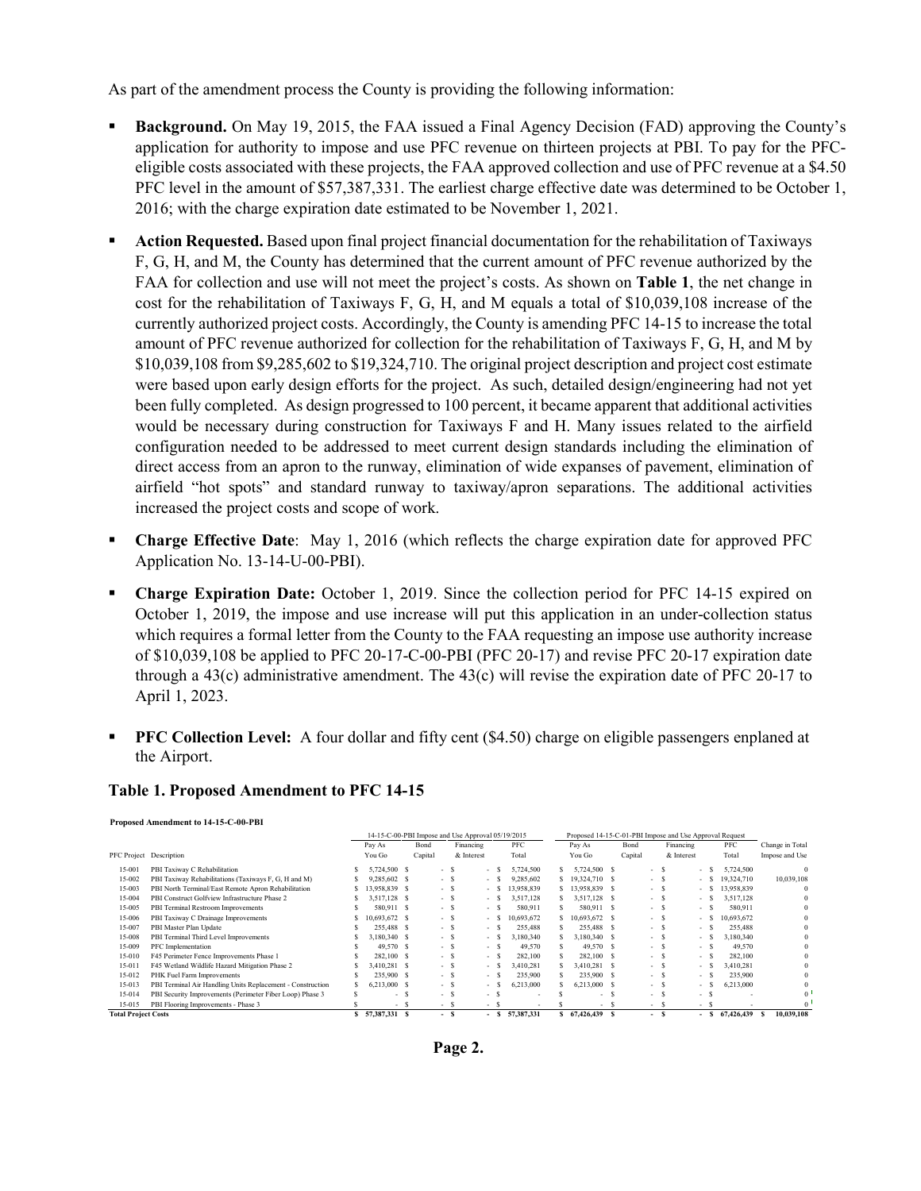As part of the amendment process the County is providing the following information:

- **Background.** On May 19, 2015, the FAA issued a Final Agency Decision (FAD) approving the County's application for authority to impose and use PFC revenue on thirteen projects at PBI. To pay for the PFC-eligible costs associated with these projects, the FAA approved collection and use of PFC revenue at a $4.50 PFC level in the amount of $57,387,331. The earliest charge effective date was determined to be October 1, 2016; with the charge expiration date estimated to be November 1, 2021.
- **Action Requested.** Based upon final project financial documentation for the rehabilitation of Taxiways F, G, H, and M, the County has determined that the current amount of PFC revenue authorized by the FAA for collection and use will not meet the project's costs. As shown on **Table 1**, the net change in cost for the rehabilitation of Taxiways F, G, H, and M equals a total of $10,039,108 increase of the currently authorized project costs. Accordingly, the County is amending PFC 14-15 to increase the total amount of PFC revenue authorized for collection for the rehabilitation of Taxiways F, G, H, and M by $10,039,108 from $9,285,602 to $19,324,710. The original project description and project cost estimate were based upon early design efforts for the project. As such, detailed design/engineering had not yet been fully completed. As design progressed to 100 percent, it became apparent that additional activities would be necessary during construction for Taxiways F and H. Many issues related to the airfield configuration needed to be addressed to meet current design standards including the elimination of direct access from an apron to the runway, elimination of wide expanses of pavement, elimination of airfield "hot spots" and standard runway to taxiway/apron separations. The additional activities increased the project costs and scope of work.
- **Charge Effective Date**: May 1, 2016 (which reflects the charge expiration date for approved PFC Application No. 13-14-U-00-PBI).
- **Charge Expiration Date:** October 1, 2019. Since the collection period for PFC 14-15 expired on October 1, 2019, the impose and use increase will put this application in an under-collection status which requires a formal letter from the County to the FAA requesting an impose use authority increase of $10,039,108 be applied to PFC 20-17-C-00-PBI (PFC 20-17) and revise PFC 20-17 expiration date through a 43(c) administrative amendment. The 43(c) will revise the expiration date of PFC 20-17 to April 1, 2023.
- **PFC Collection Level:** A four dollar and fifty cent ($4.50) charge on eligible passengers enplaned at the Airport.

### Table 1. Proposed Amendment to PFC 14-15

**Proposed Amendment to 14-15-C-00-PBI**

| | | 14-15-C-00-PBI Impose and Use Approval 05/19/2015 | | | | Proposed 14-15-C-01-PBI Impose and Use Approval Request | | | | |
|---|---|---|---|---|---|---|---|---|---|---|
| PFC Project | Description | Pay As You Go | Bond Capital | Financing & Interest | PFC Total | Pay As You Go | Bond Capital | Financing & Interest | PFC Total | Change in Total Impose and Use |
| 15-001 | PBI Taxiway C Rehabilitation | $ 5,724,500 | $ - | $ - | $ 5,724,500 | $ 5,724,500 | $ - | $ - | $ 5,724,500 | 0 |
| 15-002 | PBI Taxiway Rehabilitations (Taxiways F, G, H and M) | $ 9,285,602 | $ - | $ - | $ 9,285,602 | $ 19,324,710 | $ - | $ - | $ 19,324,710 | 10,039,108 |
| 15-003 | PBI North Terminal/East Remote Apron Rehabilitation | $ 13,958,839 | $ - | $ - | $ 13,958,839 | $ 13,958,839 | $ - | $ - | $ 13,958,839 | 0 |
| 15-004 | PBI Construct Golfview Infrastructure Phase 2 | $ 3,517,128 | $ - | $ - | $ 3,517,128 | $ 3,517,128 | $ - | $ - | $ 3,517,128 | 0 |
| 15-005 | PBI Terminal Restroom Improvements | $ 580,911 | $ - | $ - | $ 580,911 | $ 580,911 | $ - | $ - | $ 580,911 | 0 |
| 15-006 | PBI Taxiway C Drainage Improvements | $ 10,693,672 | $ - | $ - | $ 10,693,672 | $ 10,693,672 | $ - | $ - | $ 10,693,672 | 0 |
| 15-007 | PBI Master Plan Update | $ 255,488 | $ - | $ - | $ 255,488 | $ 255,488 | $ - | $ - | $ 255,488 | 0 |
| 15-008 | PBI Terminal Third Level Improvements | $ 3,180,340 | $ - | $ - | $ 3,180,340 | $ 3,180,340 | $ - | $ - | $ 3,180,340 | 0 |
| 15-009 | PFC Implementation | $ 49,570 | $ - | $ - | $ 49,570 | $ 49,570 | $ - | $ - | $ 49,570 | 0 |
| 15-010 | F45 Perimeter Fence Improvements Phase 1 | $ 282,100 | $ - | $ - | $ 282,100 | $ 282,100 | $ - | $ - | $ 282,100 | 0 |
| 15-011 | F45 Wetland Wildlife Hazard Mitigation Phase 2 | $ 3,410,281 | $ - | $ - | $ 3,410,281 | $ 3,410,281 | $ - | $ - | $ 3,410,281 | 0 |
| 15-012 | PHK Fuel Farm Improvements | $ 235,900 | $ - | $ - | $ 235,900 | $ 235,900 | $ - | $ - | $ 235,900 | 0 |
| 15-013 | PBI Terminal Air Handling Units Replacement - Construction | $ 6,213,000 | $ - | $ - | $ 6,213,000 | $ 6,213,000 | $ - | $ - | $ 6,213,000 | 0 |
| 15-014 | PBI Security Improvements (Perimeter Fiber Loop) Phase 3 | $ - | $ - | $ - | $ - | $ - | $ - | $ - | $ - | 0 |
| 15-015 | PBI Flooring Improvements - Phase 3 | $ - | $ - | $ - | $ - | $ - | $ - | $ - | $ - | 0 |
| **Total Project Costs** | | **$ 57,387,331** | **$ -** | **$ -** | **$ 57,387,331** | **$ 67,426,439** | **$ -** | **$ -** | **$ 67,426,439** | **$ 10,039,108** |